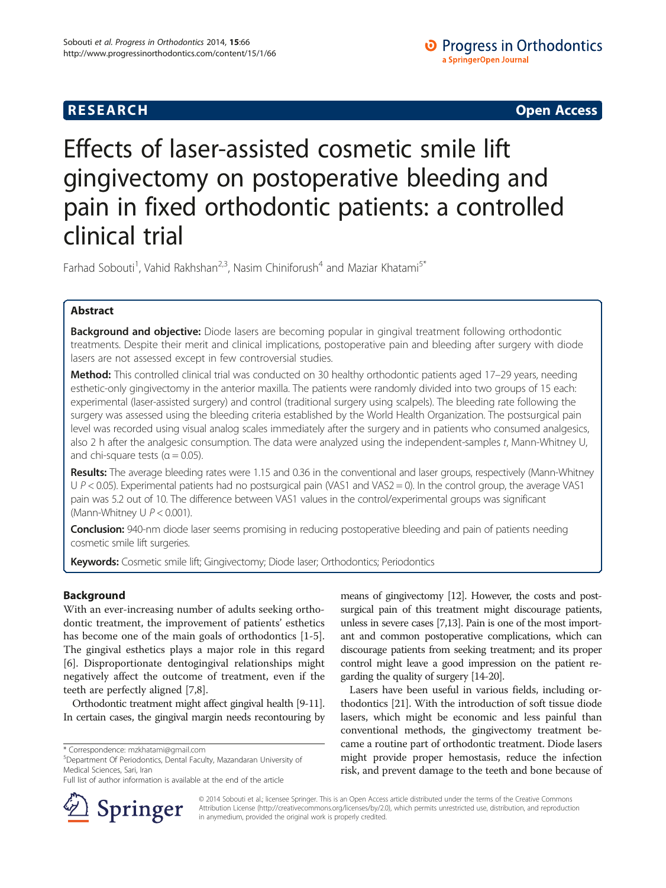**RESEARCH** **Open Access**

# Effects of laser-assisted cosmetic smile lift gingivectomy on postoperative bleeding and pain in fixed orthodontic patients: a controlled clinical trial

Farhad Sobouti[1], Vahid Rakhshan[2,3], Nasim Chiniforush[4] and Maziar Khatami[5*]

## Abstract

**Background and objective:** Diode lasers are becoming popular in gingival treatment following orthodontic treatments. Despite their merit and clinical implications, postoperative pain and bleeding after surgery with diode lasers are not assessed except in few controversial studies.

**Method:** This controlled clinical trial was conducted on 30 healthy orthodontic patients aged 17–29 years, needing esthetic-only gingivectomy in the anterior maxilla. The patients were randomly divided into two groups of 15 each: experimental (laser-assisted surgery) and control (traditional surgery using scalpels). The bleeding rate following the surgery was assessed using the bleeding criteria established by the World Health Organization. The postsurgical pain level was recorded using visual analog scales immediately after the surgery and in patients who consumed analgesics, also 2 h after the analgesic consumption. The data were analyzed using the independent-samples *t*, Mann-Whitney U, and chi-square tests ($\alpha = 0.05$).

**Results:** The average bleeding rates were 1.15 and 0.36 in the conventional and laser groups, respectively (Mann-Whitney U $P < 0.05$). Experimental patients had no postsurgical pain (VAS1 and VAS2 = 0). In the control group, the average VAS1 pain was 5.2 out of 10. The difference between VAS1 values in the control/experimental groups was significant (Mann-Whitney U $P < 0.001$).

**Conclusion:** 940-nm diode laser seems promising in reducing postoperative bleeding and pain of patients needing cosmetic smile lift surgeries.

**Keywords:** Cosmetic smile lift; Gingivectomy; Diode laser; Orthodontics; Periodontics

## Background

With an ever-increasing number of adults seeking orthodontic treatment, the improvement of patients' esthetics has become one of the main goals of orthodontics [1-5]. The gingival esthetics plays a major role in this regard [6]. Disproportionate dentogingival relationships might negatively affect the outcome of treatment, even if the teeth are perfectly aligned [7,8].

Orthodontic treatment might affect gingival health [9-11]. In certain cases, the gingival margin needs recontouring by means of gingivectomy [12]. However, the costs and postsurgical pain of this treatment might discourage patients, unless in severe cases [7,13]. Pain is one of the most important and common postoperative complications, which can discourage patients from seeking treatment; and its proper control might leave a good impression on the patient regarding the quality of surgery [14-20].

Lasers have been useful in various fields, including orthodontics [21]. With the introduction of soft tissue diode lasers, which might be economic and less painful than conventional methods, the gingivectomy treatment became a routine part of orthodontic treatment. Diode lasers might provide proper hemostasis, reduce the infection risk, and prevent damage to the teeth and bone because of

\* Correspondence: mzkhatami@gmail.com
[5]Department Of Periodontics, Dental Faculty, Mazandaran University of Medical Sciences, Sari, Iran
Full list of author information is available at the end of the article

© 2014 Sobouti et al.; licensee Springer. This is an Open Access article distributed under the terms of the Creative Commons Attribution License (http://creativecommons.org/licenses/by/2.0), which permits unrestricted use, distribution, and reproduction in anymedium, provided the original work is properly credited.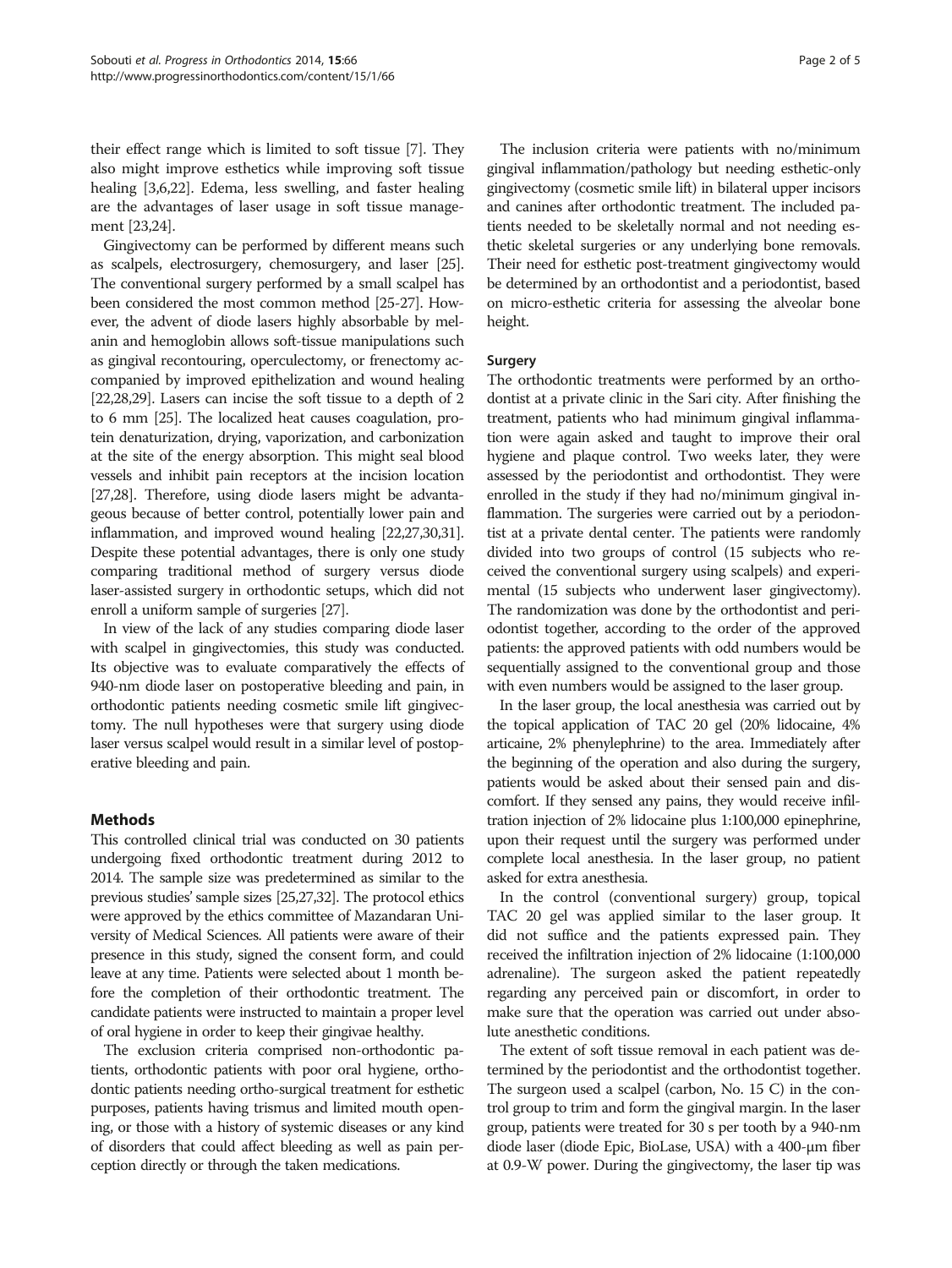their effect range which is limited to soft tissue [7]. They also might improve esthetics while improving soft tissue healing [3,6,22]. Edema, less swelling, and faster healing are the advantages of laser usage in soft tissue management [23,24].

Gingivectomy can be performed by different means such as scalpels, electrosurgery, chemosurgery, and laser [25]. The conventional surgery performed by a small scalpel has been considered the most common method [25-27]. However, the advent of diode lasers highly absorbable by melanin and hemoglobin allows soft-tissue manipulations such as gingival recontouring, operculectomy, or frenectomy accompanied by improved epithelization and wound healing [22,28,29]. Lasers can incise the soft tissue to a depth of 2 to 6 mm [25]. The localized heat causes coagulation, protein denaturization, drying, vaporization, and carbonization at the site of the energy absorption. This might seal blood vessels and inhibit pain receptors at the incision location [27,28]. Therefore, using diode lasers might be advantageous because of better control, potentially lower pain and inflammation, and improved wound healing [22,27,30,31]. Despite these potential advantages, there is only one study comparing traditional method of surgery versus diode laser-assisted surgery in orthodontic setups, which did not enroll a uniform sample of surgeries [27].

In view of the lack of any studies comparing diode laser with scalpel in gingivectomies, this study was conducted. Its objective was to evaluate comparatively the effects of 940-nm diode laser on postoperative bleeding and pain, in orthodontic patients needing cosmetic smile lift gingivectomy. The null hypotheses were that surgery using diode laser versus scalpel would result in a similar level of postoperative bleeding and pain.

## Methods

This controlled clinical trial was conducted on 30 patients undergoing fixed orthodontic treatment during 2012 to 2014. The sample size was predetermined as similar to the previous studies' sample sizes [25,27,32]. The protocol ethics were approved by the ethics committee of Mazandaran University of Medical Sciences. All patients were aware of their presence in this study, signed the consent form, and could leave at any time. Patients were selected about 1 month before the completion of their orthodontic treatment. The candidate patients were instructed to maintain a proper level of oral hygiene in order to keep their gingivae healthy.

The exclusion criteria comprised non-orthodontic patients, orthodontic patients with poor oral hygiene, orthodontic patients needing ortho-surgical treatment for esthetic purposes, patients having trismus and limited mouth opening, or those with a history of systemic diseases or any kind of disorders that could affect bleeding as well as pain perception directly or through the taken medications.

The inclusion criteria were patients with no/minimum gingival inflammation/pathology but needing esthetic-only gingivectomy (cosmetic smile lift) in bilateral upper incisors and canines after orthodontic treatment. The included patients needed to be skeletally normal and not needing esthetic skeletal surgeries or any underlying bone removals. Their need for esthetic post-treatment gingivectomy would be determined by an orthodontist and a periodontist, based on micro-esthetic criteria for assessing the alveolar bone height.

### Surgery

The orthodontic treatments were performed by an orthodontist at a private clinic in the Sari city. After finishing the treatment, patients who had minimum gingival inflammation were again asked and taught to improve their oral hygiene and plaque control. Two weeks later, they were assessed by the periodontist and orthodontist. They were enrolled in the study if they had no/minimum gingival inflammation. The surgeries were carried out by a periodontist at a private dental center. The patients were randomly divided into two groups of control (15 subjects who received the conventional surgery using scalpels) and experimental (15 subjects who underwent laser gingivectomy). The randomization was done by the orthodontist and periodontist together, according to the order of the approved patients: the approved patients with odd numbers would be sequentially assigned to the conventional group and those with even numbers would be assigned to the laser group.

In the laser group, the local anesthesia was carried out by the topical application of TAC 20 gel (20% lidocaine, 4% articaine, 2% phenylephrine) to the area. Immediately after the beginning of the operation and also during the surgery, patients would be asked about their sensed pain and discomfort. If they sensed any pains, they would receive infiltration injection of 2% lidocaine plus 1:100,000 epinephrine, upon their request until the surgery was performed under complete local anesthesia. In the laser group, no patient asked for extra anesthesia.

In the control (conventional surgery) group, topical TAC 20 gel was applied similar to the laser group. It did not suffice and the patients expressed pain. They received the infiltration injection of 2% lidocaine (1:100,000 adrenaline). The surgeon asked the patient repeatedly regarding any perceived pain or discomfort, in order to make sure that the operation was carried out under absolute anesthetic conditions.

The extent of soft tissue removal in each patient was determined by the periodontist and the orthodontist together. The surgeon used a scalpel (carbon, No. 15 C) in the control group to trim and form the gingival margin. In the laser group, patients were treated for 30 s per tooth by a 940-nm diode laser (diode Epic, BioLase, USA) with a 400-μm fiber at 0.9-W power. During the gingivectomy, the laser tip was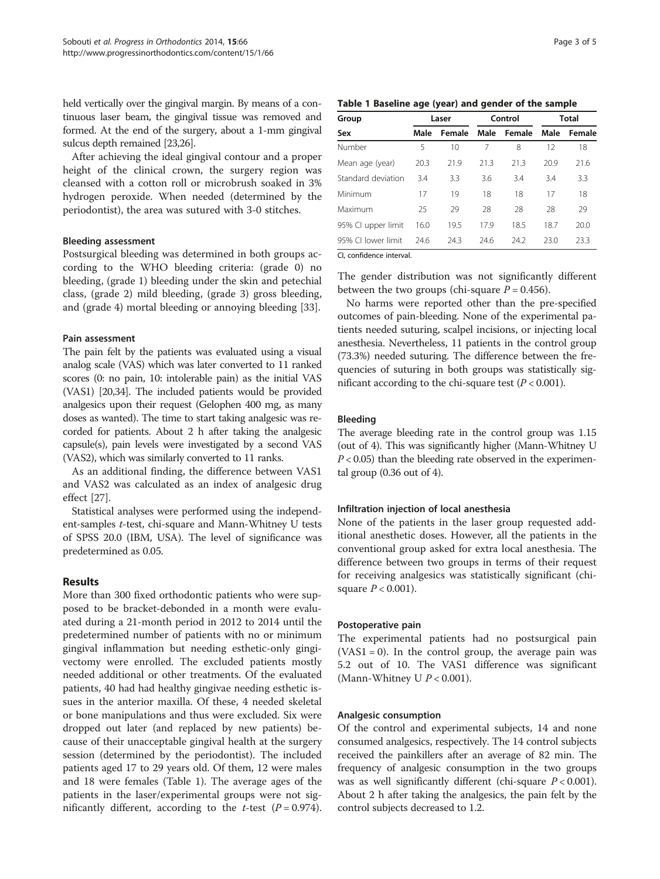held vertically over the gingival margin. By means of a continuous laser beam, the gingival tissue was removed and formed. At the end of the surgery, about a 1-mm gingival sulcus depth remained [23,26].

After achieving the ideal gingival contour and a proper height of the clinical crown, the surgery region was cleansed with a cotton roll or microbrush soaked in 3% hydrogen peroxide. When needed (determined by the periodontist), the area was sutured with 3-0 stitches.

#### Bleeding assessment

Postsurgical bleeding was determined in both groups according to the WHO bleeding criteria: (grade 0) no bleeding, (grade 1) bleeding under the skin and petechial class, (grade 2) mild bleeding, (grade 3) gross bleeding, and (grade 4) mortal bleeding or annoying bleeding [33].

#### Pain assessment

The pain felt by the patients was evaluated using a visual analog scale (VAS) which was later converted to 11 ranked scores (0: no pain, 10: intolerable pain) as the initial VAS (VAS1) [20,34]. The included patients would be provided analgesics upon their request (Gelophen 400 mg, as many doses as wanted). The time to start taking analgesic was recorded for patients. About 2 h after taking the analgesic capsule(s), pain levels were investigated by a second VAS (VAS2), which was similarly converted to 11 ranks.

As an additional finding, the difference between VAS1 and VAS2 was calculated as an index of analgesic drug effect [27].

Statistical analyses were performed using the independent-samples *t*-test, chi-square and Mann-Whitney U tests of SPSS 20.0 (IBM, USA). The level of significance was predetermined as 0.05.

## Results

More than 300 fixed orthodontic patients who were supposed to be bracket-debonded in a month were evaluated during a 21-month period in 2012 to 2014 until the predetermined number of patients with no or minimum gingival inflammation but needing esthetic-only gingivectomy were enrolled. The excluded patients mostly needed additional or other treatments. Of the evaluated patients, 40 had had healthy gingivae needing esthetic issues in the anterior maxilla. Of these, 4 needed skeletal or bone manipulations and thus were excluded. Six were dropped out later (and replaced by new patients) because of their unacceptable gingival health at the surgery session (determined by the periodontist). The included patients aged 17 to 29 years old. Of them, 12 were males and 18 were females (Table 1). The average ages of the patients in the laser/experimental groups were not significantly different, according to the *t*-test ($P = 0.974$).

**Table 1 Baseline age (year) and gender of the sample**

| Group | Laser | | Control | | Total | |
|---|---|---|---|---|---|---|
| Sex | Male | Female | Male | Female | Male | Female |
| Number | 5 | 10 | 7 | 8 | 12 | 18 |
| Mean age (year) | 20.3 | 21.9 | 21.3 | 21.3 | 20.9 | 21.6 |
| Standard deviation | 3.4 | 3.3 | 3.6 | 3.4 | 3.4 | 3.3 |
| Minimum | 17 | 19 | 18 | 18 | 17 | 18 |
| Maximum | 25 | 29 | 28 | 28 | 28 | 29 |
| 95% CI upper limit | 16.0 | 19.5 | 17.9 | 18.5 | 18.7 | 20.0 |
| 95% CI lower limit | 24.6 | 24.3 | 24.6 | 24.2 | 23.0 | 23.3 |

CI, confidence interval.

The gender distribution was not significantly different between the two groups (chi-square $P = 0.456$).

No harms were reported other than the pre-specified outcomes of pain-bleeding. None of the experimental patients needed suturing, scalpel incisions, or injecting local anesthesia. Nevertheless, 11 patients in the control group (73.3%) needed suturing. The difference between the frequencies of suturing in both groups was statistically significant according to the chi-square test ($P < 0.001$).

#### Bleeding

The average bleeding rate in the control group was 1.15 (out of 4). This was significantly higher (Mann-Whitney U $P < 0.05$) than the bleeding rate observed in the experimental group (0.36 out of 4).

#### Infiltration injection of local anesthesia

None of the patients in the laser group requested additional anesthetic doses. However, all the patients in the conventional group asked for extra local anesthesia. The difference between two groups in terms of their request for receiving analgesics was statistically significant (chi-square $P < 0.001$).

#### Postoperative pain

The experimental patients had no postsurgical pain (VAS1 = 0). In the control group, the average pain was 5.2 out of 10. The VAS1 difference was significant (Mann-Whitney U $P < 0.001$).

#### Analgesic consumption

Of the control and experimental subjects, 14 and none consumed analgesics, respectively. The 14 control subjects received the painkillers after an average of 82 min. The frequency of analgesic consumption in the two groups was as well significantly different (chi-square $P < 0.001$). About 2 h after taking the analgesics, the pain felt by the control subjects decreased to 1.2.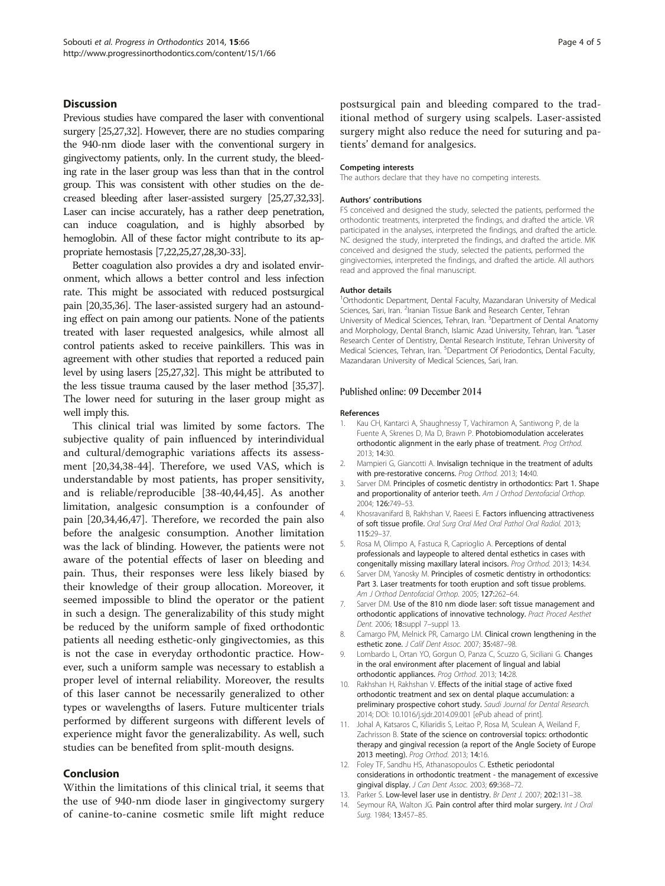## Discussion

Previous studies have compared the laser with conventional surgery [25,27,32]. However, there are no studies comparing the 940-nm diode laser with the conventional surgery in gingivectomy patients, only. In the current study, the bleeding rate in the laser group was less than that in the control group. This was consistent with other studies on the decreased bleeding after laser-assisted surgery [25,27,32,33]. Laser can incise accurately, has a rather deep penetration, can induce coagulation, and is highly absorbed by hemoglobin. All of these factor might contribute to its appropriate hemostasis [7,22,25,27,28,30-33].

Better coagulation also provides a dry and isolated environment, which allows a better control and less infection rate. This might be associated with reduced postsurgical pain [20,35,36]. The laser-assisted surgery had an astounding effect on pain among our patients. None of the patients treated with laser requested analgesics, while almost all control patients asked to receive painkillers. This was in agreement with other studies that reported a reduced pain level by using lasers [25,27,32]. This might be attributed to the less tissue trauma caused by the laser method [35,37]. The lower need for suturing in the laser group might as well imply this.

This clinical trial was limited by some factors. The subjective quality of pain influenced by interindividual and cultural/demographic variations affects its assessment [20,34,38-44]. Therefore, we used VAS, which is understandable by most patients, has proper sensitivity, and is reliable/reproducible [38-40,44,45]. As another limitation, analgesic consumption is a confounder of pain [20,34,46,47]. Therefore, we recorded the pain also before the analgesic consumption. Another limitation was the lack of blinding. However, the patients were not aware of the potential effects of laser on bleeding and pain. Thus, their responses were less likely biased by their knowledge of their group allocation. Moreover, it seemed impossible to blind the operator or the patient in such a design. The generalizability of this study might be reduced by the uniform sample of fixed orthodontic patients all needing esthetic-only gingivectomies, as this is not the case in everyday orthodontic practice. However, such a uniform sample was necessary to establish a proper level of internal reliability. Moreover, the results of this laser cannot be necessarily generalized to other types or wavelengths of lasers. Future multicenter trials performed by different surgeons with different levels of experience might favor the generalizability. As well, such studies can be benefited from split-mouth designs.

## Conclusion

Within the limitations of this clinical trial, it seems that the use of 940-nm diode laser in gingivectomy surgery of canine-to-canine cosmetic smile lift might reduce postsurgical pain and bleeding compared to the traditional method of surgery using scalpels. Laser-assisted surgery might also reduce the need for suturing and patients' demand for analgesics.

#### Competing interests

The authors declare that they have no competing interests.

#### Authors' contributions

FS conceived and designed the study, selected the patients, performed the orthodontic treatments, interpreted the findings, and drafted the article. VR participated in the analyses, interpreted the findings, and drafted the article. NC designed the study, interpreted the findings, and drafted the article. MK conceived and designed the study, selected the patients, performed the gingivectomies, interpreted the findings, and drafted the article. All authors read and approved the final manuscript.

#### Author details

[1]Orthodontic Department, Dental Faculty, Mazandaran University of Medical Sciences, Sari, Iran. [2]Iranian Tissue Bank and Research Center, Tehran University of Medical Sciences, Tehran, Iran. [3]Department of Dental Anatomy and Morphology, Dental Branch, Islamic Azad University, Tehran, Iran. [4]Laser Research Center of Dentistry, Dental Research Institute, Tehran University of Medical Sciences, Tehran, Iran. [5]Department Of Periodontics, Dental Faculty, Mazandaran University of Medical Sciences, Sari, Iran.

Published online: 09 December 2014

#### References

1. Kau CH, Kantarci A, Shaughnessy T, Vachiramon A, Santiwong P, de la Fuente A, Skrenes D, Ma D, Brawn P. Photobiomodulation accelerates orthodontic alignment in the early phase of treatment. *Prog Orthod.* 2013; 14:30.
2. Mampieri G, Giancotti A. Invisalign technique in the treatment of adults with pre-restorative concerns. *Prog Orthod.* 2013; 14:40.
3. Sarver DM. Principles of cosmetic dentistry in orthodontics: Part 1. Shape and proportionality of anterior teeth. *Am J Orthod Dentofacial Orthop.* 2004; 126:749–53.
4. Khosravanifard B, Rakhshan V, Raeesi E. Factors influencing attractiveness of soft tissue profile. *Oral Surg Oral Med Oral Pathol Oral Radiol.* 2013; 115:29–37.
5. Rosa M, Olimpo A, Fastuca R, Caprioglio A. Perceptions of dental professionals and laypeople to altered dental esthetics in cases with congenitally missing maxillary lateral incisors. *Prog Orthod.* 2013; 14:34.
6. Sarver DM, Yanosky M. Principles of cosmetic dentistry in orthodontics: Part 3. Laser treatments for tooth eruption and soft tissue problems. *Am J Orthod Dentofacial Orthop.* 2005; 127:262–64.
7. Sarver DM. Use of the 810 nm diode laser: soft tissue management and orthodontic applications of innovative technology. *Pract Proced Aesthet Dent.* 2006; 18:suppl 7–suppl 13.
8. Camargo PM, Melnick PR, Camargo LM. Clinical crown lengthening in the esthetic zone. *J Calif Dent Assoc.* 2007; 35:487–98.
9. Lombardo L, Ortan YO, Gorgun O, Panza C, Scuzzo G, Siciliani G. Changes in the oral environment after placement of lingual and labial orthodontic appliances. *Prog Orthod.* 2013; 14:28.
10. Rakhshan H, Rakhshan V. Effects of the initial stage of active fixed orthodontic treatment and sex on dental plaque accumulation: a preliminary prospective cohort study. *Saudi Journal for Dental Research.* 2014; DOI: 10.1016/j.sjdr.2014.09.001 [ePub ahead of print].
11. Johal A, Katsaros C, Kiliaridis S, Leitao P, Rosa M, Sculean A, Weiland F, Zachrisson B. State of the science on controversial topics: orthodontic therapy and gingival recession (a report of the Angle Society of Europe 2013 meeting). *Prog Orthod.* 2013; 14:16.
12. Foley TF, Sandhu HS, Athanasopoulos C. Esthetic periodontal considerations in orthodontic treatment - the management of excessive gingival display. *J Can Dent Assoc.* 2003; 69:368–72.
13. Parker S. Low-level laser use in dentistry. *Br Dent J.* 2007; 202:131–38.
14. Seymour RA, Walton JG. Pain control after third molar surgery. *Int J Oral Surg.* 1984; 13:457–85.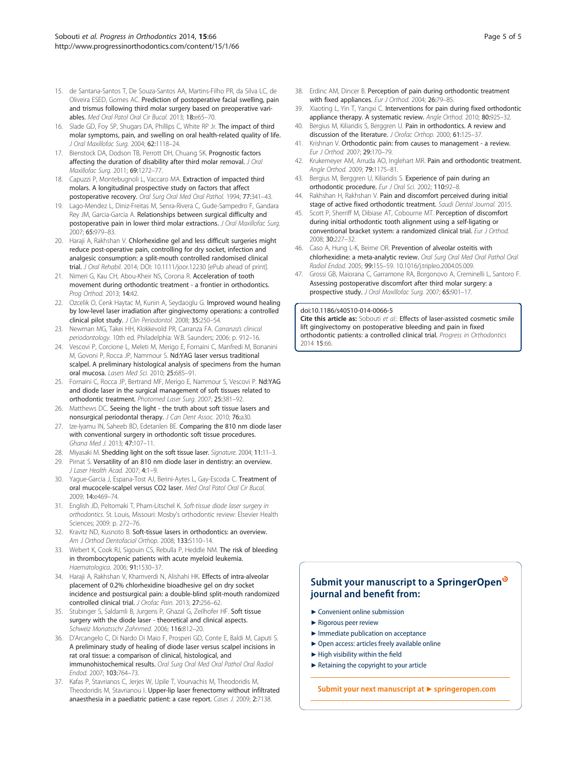15. de Santana-Santos T, De Souza-Santos AA, Martins-Filho PR, da Silva LC, de Oliveira ESED, Gomes AC. Prediction of postoperative facial swelling, pain and trismus following third molar surgery based on preoperative variables. *Med Oral Patol Oral Cir Bucal.* 2013; **18**:e65–70.
16. Slade GD, Foy SP, Shugars DA, Phillips C, White RP Jr. The impact of third molar symptoms, pain, and swelling on oral health-related quality of life. *J Oral Maxillofac Surg.* 2004; **62**:1118–24.
17. Bienstock DA, Dodson TB, Perrott DH, Chuang SK. Prognostic factors affecting the duration of disability after third molar removal. *J Oral Maxillofac Surg.* 2011; **69**:1272–77.
18. Capuzzi P, Montebugnoli L, Vaccaro MA. Extraction of impacted third molars. A longitudinal prospective study on factors that affect postoperative recovery. *Oral Surg Oral Med Oral Pathol.* 1994; **77**:341–43.
19. Lago-Mendez L, Diniz-Freitas M, Senra-Rivera C, Gude-Sampedro F, Gandara Rey JM, Garcia-Garcia A. Relationships between surgical difficulty and postoperative pain in lower third molar extractions. *J Oral Maxillofac Surg.* 2007; **65**:979–83.
20. Haraji A, Rakhshan V. Chlorhexidine gel and less difficult surgeries might reduce post-operative pain, controlling for dry socket, infection and analgesic consumption: a split-mouth controlled randomised clinical trial. *J Oral Rehabil.* 2014; DOI: 10.1111/joor.12230 [ePub ahead of print].
21. Nimeri G, Kau CH, Abou-Kheir NS, Corona R. Acceleration of tooth movement during orthodontic treatment - a frontier in orthodontics. *Prog Orthod.* 2013; **14**:42.
22. Ozcelik O, Cenk Haytac M, Kunin A, Seydaoglu G. Improved wound healing by low-level laser irradiation after gingivectomy operations: a controlled clinical pilot study. *J Clin Periodontol.* 2008; **35**:250–54.
23. Newman MG, Takei HH, Klokkevold PR, Carranza FA. *Carranza's clinical periodontology.* 10th ed. Philadelphia: W.B. Saunders; 2006: p. 912–16.
24. Vescovi P, Corcione L, Meleti M, Merigo E, Fornaini C, Manfredi M, Bonanini M, Govoni P, Rocca JP, Nammour S. Nd:YAG laser versus traditional scalpel. A preliminary histological analysis of specimens from the human oral mucosa. *Lasers Med Sci.* 2010; **25**:685–91.
25. Fornaini C, Rocca JP, Bertrand MF, Merigo E, Nammour S, Vescovi P. Nd:YAG and diode laser in the surgical management of soft tissues related to orthodontic treatment. *Photomed Laser Surg.* 2007; **25**:381–92.
26. Matthews DC. Seeing the light - the truth about soft tissue lasers and nonsurgical periodontal therapy. *J Can Dent Assoc.* 2010; **76**:a30.
27. Ize-Iyamu IN, Saheeb BD, Edetanlen BE. Comparing the 810 nm diode laser with conventional surgery in orthodontic soft tissue procedures. *Ghana Med J.* 2013; **47**:107–11.
28. Miyasaki M. Shedding light on the soft tissue laser. *Signature.* 2004; **11**:11–3.
29. Pirnat S. Versatility of an 810 nm diode laser in dentistry: an overview. *J Laser Health Acad.* 2007; **4**:1–9.
30. Yague-Garcia J, Espana-Tost AJ, Berini-Aytes L, Gay-Escoda C. Treatment of oral mucocele-scalpel versus CO2 laser. *Med Oral Patol Oral Cir Bucal.* 2009; **14**:e469–74.
31. English JD, Peltomaki T, Pham-Litschel K. *Soft-tissue diode laser surgery in orthodontics.* St. Louis, Missouri: Mosby's orthodontic review: Elsevier Health Sciences; 2009: p. 272–76.
32. Kravitz ND, Kusnoto B. Soft-tissue lasers in orthodontics: an overview. *Am J Orthod Dentofacial Orthop.* 2008; **133**:S110–14.
33. Webert K, Cook RJ, Sigouin CS, Rebulla P, Heddle NM. The risk of bleeding in thrombocytopenic patients with acute myeloid leukemia. *Haematologica.* 2006; **91**:1530–37.
34. Haraji A, Rakhshan V, Khamverdi N, Alishahi HK. Effects of intra-alveolar placement of 0.2% chlorhexidine bioadhesive gel on dry socket incidence and postsurgical pain: a double-blind split-mouth randomized controlled clinical trial. *J Orofac Pain.* 2013; **27**:256–62.
35. Stubinger S, Saldamli B, Jurgens P, Ghazal G, Zeilhofer HF. Soft tissue surgery with the diode laser - theoretical and clinical aspects. *Schweiz Monatsschr Zahnmed.* 2006; **116**:812–20.
36. D'Arcangelo C, Di Nardo Di Maio F, Prosperi GD, Conte E, Baldi M, Caputi S. A preliminary study of healing of diode laser versus scalpel incisions in rat oral tissue: a comparison of clinical, histological, and immunohistochemical results. *Oral Surg Oral Med Oral Pathol Oral Radiol Endod.* 2007; **103**:764–73.
37. Kafas P, Stavrianos C, Jerjes W, Upile T, Vourvachis M, Theodoridis M, Theodoridis M, Stavrianou I. Upper-lip laser frenectomy without infiltrated anaesthesia in a paediatric patient: a case report. *Cases J.* 2009; **2**:7138.
38. Erdinc AM, Dincer B. Perception of pain during orthodontic treatment with fixed appliances. *Eur J Orthod.* 2004; **26**:79–85.
39. Xiaoting L, Yin T, Yangxi C. Interventions for pain during fixed orthodontic appliance therapy. A systematic review. *Angle Orthod.* 2010; **80**:925–32.
40. Bergius M, Kiliaridis S, Berggren U. Pain in orthodontics. A review and discussion of the literature. *J Orofac Orthop.* 2000; **61**:125–37.
41. Krishnan V. Orthodontic pain: from causes to management - a review. *Eur J Orthod.* 2007; **29**:170–79.
42. Krukemeyer AM, Arruda AO, Inglehart MR. Pain and orthodontic treatment. *Angle Orthod.* 2009; **79**:1175–81.
43. Bergius M, Berggren U, Kiliaridis S. Experience of pain during an orthodontic procedure. *Eur J Oral Sci.* 2002; **110**:92–8.
44. Rakhshan H, Rakhshan V. Pain and discomfort perceived during initial stage of active fixed orthodontic treatment. *Saudi Dental Journal.* 2015.
45. Scott P, Sherriff M, Dibiase AT, Cobourne MT. Perception of discomfort during initial orthodontic tooth alignment using a self-ligating or conventional bracket system: a randomized clinical trial. *Eur J Orthod.* 2008; **30**:227–32.
46. Caso A, Hung L-K, Beirne OR. Prevention of alveolar osteitis with chlorhexidine: a meta-analytic review. *Oral Surg Oral Med Oral Pathol Oral Radiol Endod.* 2005; **99**:155–59. 10.1016/j.tripleo.2004.05.009.
47. Grossi GB, Maiorana C, Garramone RA, Borgonovo A, Creminelli L, Santoro F. Assessing postoperative discomfort after third molar surgery: a prospective study. *J Oral Maxillofac Surg.* 2007; **65**:901–17.

doi:10.1186/s40510-014-0066-5
**Cite this article as:** Sobouti *et al.*: Effects of laser-assisted cosmetic smile lift gingivectomy on postoperative bleeding and pain in fixed orthodontic patients: a controlled clinical trial. *Progress in Orthodontics* 2014 **15**:66.

## Submit your manuscript to a SpringerOpen journal and benefit from:

- ► Convenient online submission
- ► Rigorous peer review
- ► Immediate publication on acceptance
- ► Open access: articles freely available online
- ► High visibility within the field
- ► Retaining the copyright to your article

**Submit your next manuscript at ► springeropen.com**